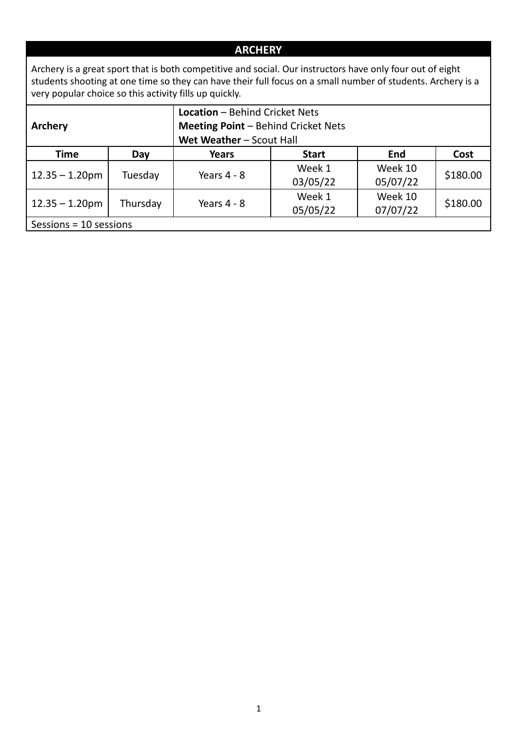## ARCHERY

Archery is a great sport that is both competitive and social. Our instructors have only four out of eight students shooting at one time so they can have their full focus on a small number of students. Archery is a very popular choice so this activity fills up quickly.

| **Archery** | | **Location** – Behind Cricket Nets<br>**Meeting Point** – Behind Cricket Nets<br>**Wet Weather** – Scout Hall | | | |
|---|---|---|---|---|---|
| **Time** | **Day** | **Years** | **Start** | **End** | **Cost** |
| 12.35 – 1.20pm | Tuesday | Years 4 - 8 | Week 1<br>03/05/22 | Week 10<br>05/07/22 | $180.00 |
| 12.35 – 1.20pm | Thursday | Years 4 - 8 | Week 1<br>05/05/22 | Week 10<br>07/07/22 | $180.00 |
| Sessions = 10 sessions | | | | | |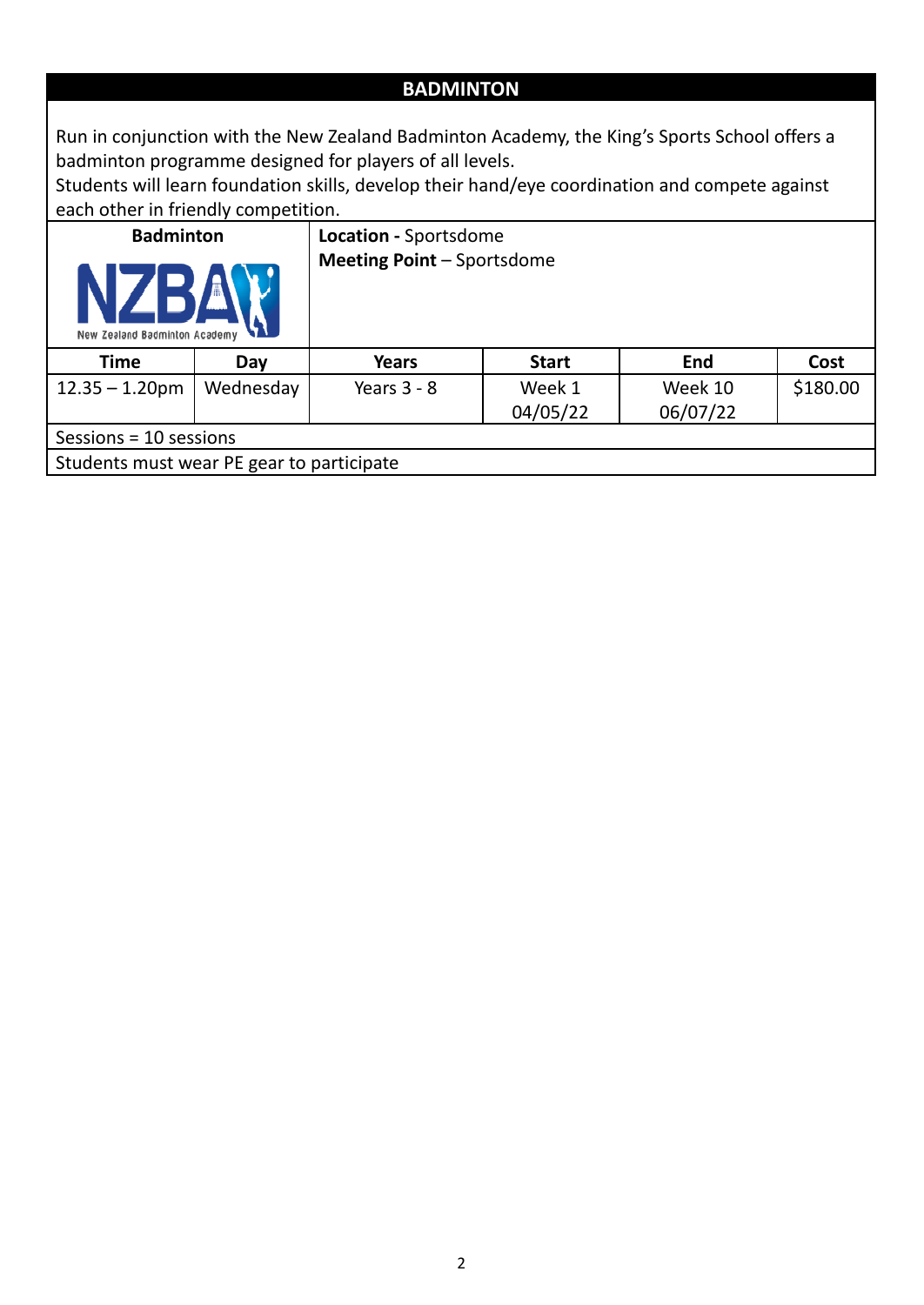## BADMINTON

Run in conjunction with the New Zealand Badminton Academy, the King's Sports School offers a badminton programme designed for players of all levels.
Students will learn foundation skills, develop their hand/eye coordination and compete against each other in friendly competition.

| **Badminton** | **Location -** Sportsdome<br>**Meeting Point** – Sportsdome |
|---|---|

| Time | Day | Years | Start | End | Cost |
|---|---|---|---|---|---|
| 12.35 – 1.20pm | Wednesday | Years 3 - 8 | Week 1<br>04/05/22 | Week 10<br>06/07/22 | $180.00 |

Sessions = 10 sessions

Students must wear PE gear to participate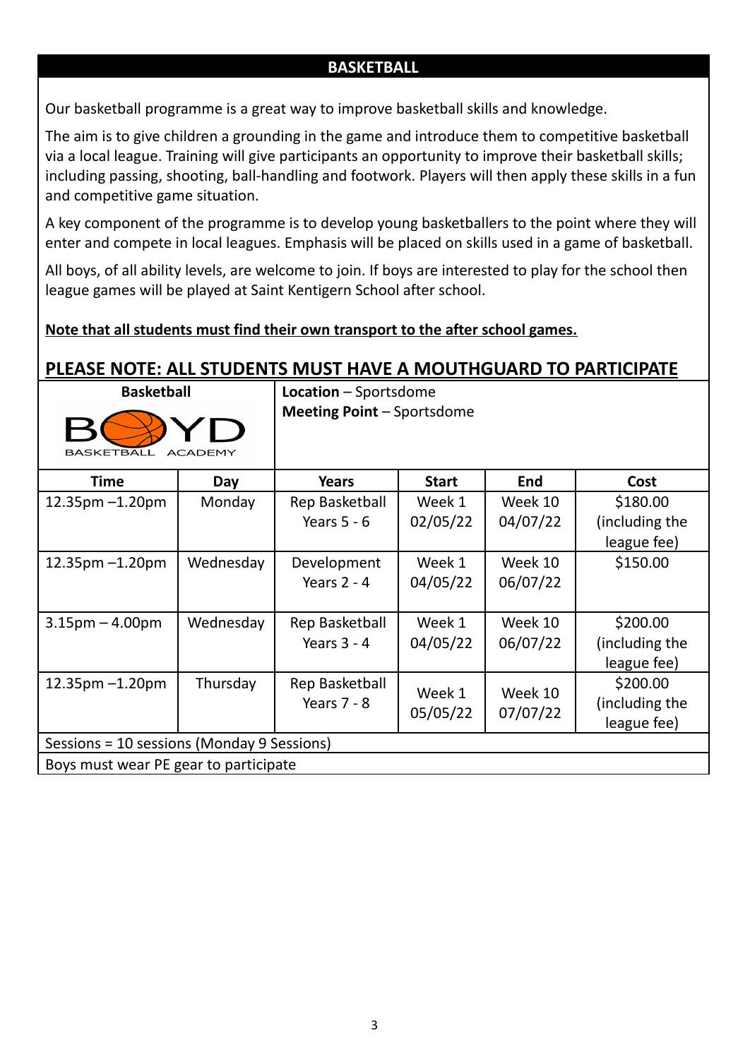## BASKETBALL

Our basketball programme is a great way to improve basketball skills and knowledge.

The aim is to give children a grounding in the game and introduce them to competitive basketball via a local league. Training will give participants an opportunity to improve their basketball skills; including passing, shooting, ball-handling and footwork. Players will then apply these skills in a fun and competitive game situation.

A key component of the programme is to develop young basketballers to the point where they will enter and compete in local leagues. Emphasis will be placed on skills used in a game of basketball.

All boys, of all ability levels, are welcome to join. If boys are interested to play for the school then league games will be played at Saint Kentigern School after school.

**Note that all students must find their own transport to the after school games.**

## PLEASE NOTE: ALL STUDENTS MUST HAVE A MOUTHGUARD TO PARTICIPATE

| **Basketball** BOYD BASKETBALL ACADEMY | | **Location** – Sportsdome **Meeting Point** – Sportsdome | | | |
|---|---|---|---|---|---|
| **Time** | **Day** | **Years** | **Start** | **End** | **Cost** |
| 12.35pm –1.20pm | Monday | Rep Basketball Years 5 - 6 | Week 1 02/05/22 | Week 10 04/07/22 | $180.00 (including the league fee) |
| 12.35pm –1.20pm | Wednesday | Development Years 2 - 4 | Week 1 04/05/22 | Week 10 06/07/22 | $150.00 |
| 3.15pm – 4.00pm | Wednesday | Rep Basketball Years 3 - 4 | Week 1 04/05/22 | Week 10 06/07/22 | $200.00 (including the league fee) |
| 12.35pm –1.20pm | Thursday | Rep Basketball Years 7 - 8 | Week 1 05/05/22 | Week 10 07/07/22 | $200.00 (including the league fee) |
| Sessions = 10 sessions (Monday 9 Sessions) | | | | | |
| Boys must wear PE gear to participate | | | | | |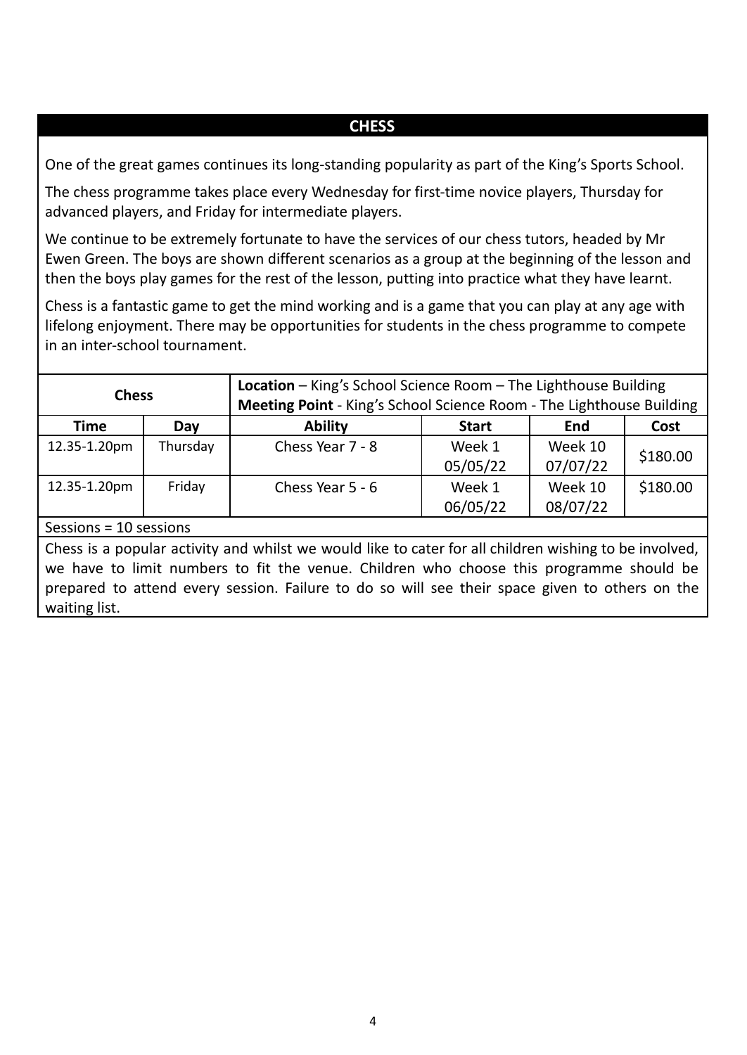# CHESS

One of the great games continues its long-standing popularity as part of the King's Sports School.

The chess programme takes place every Wednesday for first-time novice players, Thursday for advanced players, and Friday for intermediate players.

We continue to be extremely fortunate to have the services of our chess tutors, headed by Mr Ewen Green. The boys are shown different scenarios as a group at the beginning of the lesson and then the boys play games for the rest of the lesson, putting into practice what they have learnt.

Chess is a fantastic game to get the mind working and is a game that you can play at any age with lifelong enjoyment. There may be opportunities for students in the chess programme to compete in an inter-school tournament.

| **Chess** | | **Location** – King's School Science Room – The Lighthouse Building<br>**Meeting Point** - King's School Science Room - The Lighthouse Building | | | |
|---|---|---|---|---|---|
| **Time** | **Day** | **Ability** | **Start** | **End** | **Cost** |
| 12.35-1.20pm | Thursday | Chess Year 7 - 8 | Week 1<br>05/05/22 | Week 10<br>07/07/22 | $180.00 |
| 12.35-1.20pm | Friday | Chess Year 5 - 6 | Week 1<br>06/05/22 | Week 10<br>08/07/22 | $180.00 |
| Sessions = 10 sessions | | | | | |

Chess is a popular activity and whilst we would like to cater for all children wishing to be involved, we have to limit numbers to fit the venue. Children who choose this programme should be prepared to attend every session. Failure to do so will see their space given to others on the waiting list.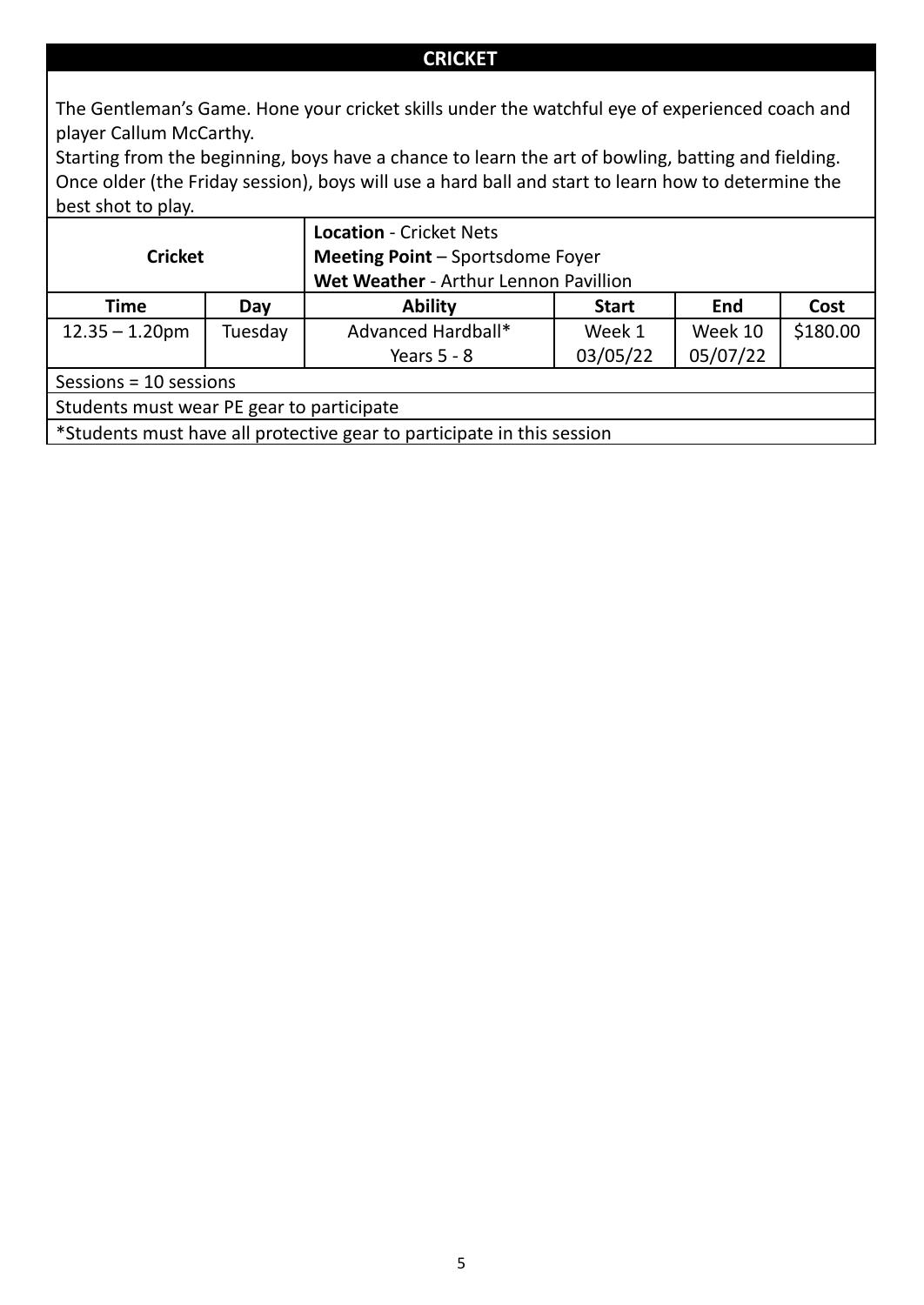## CRICKET

The Gentleman's Game. Hone your cricket skills under the watchful eye of experienced coach and player Callum McCarthy.
Starting from the beginning, boys have a chance to learn the art of bowling, batting and fielding. Once older (the Friday session), boys will use a hard ball and start to learn how to determine the best shot to play.

| **Cricket** | | **Location** - Cricket Nets<br>**Meeting Point** – Sportsdome Foyer<br>**Wet Weather** - Arthur Lennon Pavillion | | | |
|---|---|---|---|---|---|
| **Time** | **Day** | **Ability** | **Start** | **End** | **Cost** |
| 12.35 – 1.20pm | Tuesday | Advanced Hardball*<br>Years 5 - 8 | Week 1<br>03/05/22 | Week 10<br>05/07/22 | $180.00 |
| Sessions = 10 sessions | | | | | |
| Students must wear PE gear to participate | | | | | |
| *Students must have all protective gear to participate in this session | | | | | |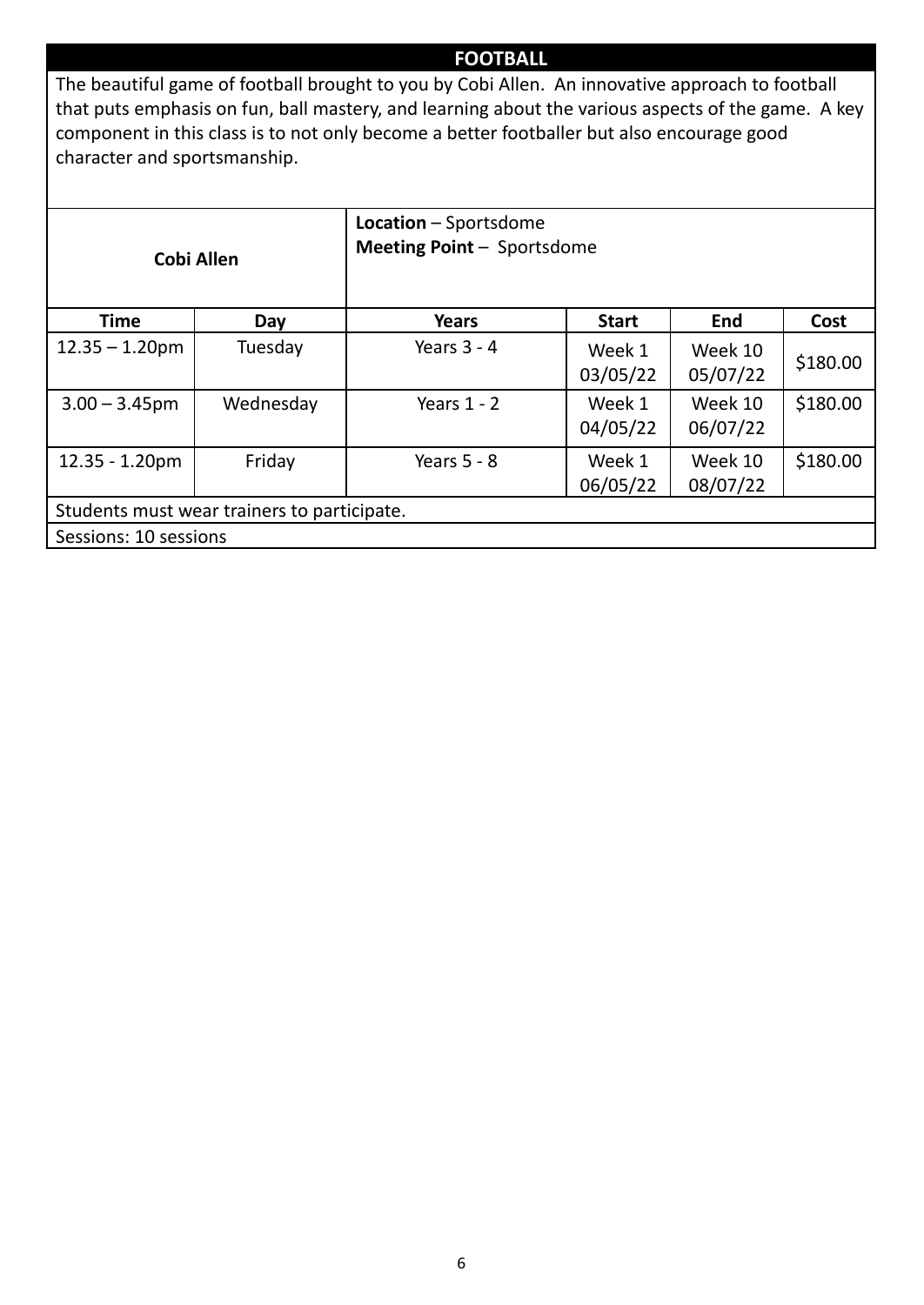## FOOTBALL

The beautiful game of football brought to you by Cobi Allen. An innovative approach to football that puts emphasis on fun, ball mastery, and learning about the various aspects of the game. A key component in this class is to not only become a better footballer but also encourage good character and sportsmanship.

**Cobi Allen**

**Location** – Sportsdome
**Meeting Point** – Sportsdome

| Time | Day | Years | Start | End | Cost |
|---|---|---|---|---|---|
| 12.35 – 1.20pm | Tuesday | Years 3 - 4 | Week 1 03/05/22 | Week 10 05/07/22 | $180.00 |
| 3.00 – 3.45pm | Wednesday | Years 1 - 2 | Week 1 04/05/22 | Week 10 06/07/22 | $180.00 |
| 12.35 - 1.20pm | Friday | Years 5 - 8 | Week 1 06/05/22 | Week 10 08/07/22 | $180.00 |

Students must wear trainers to participate.

Sessions: 10 sessions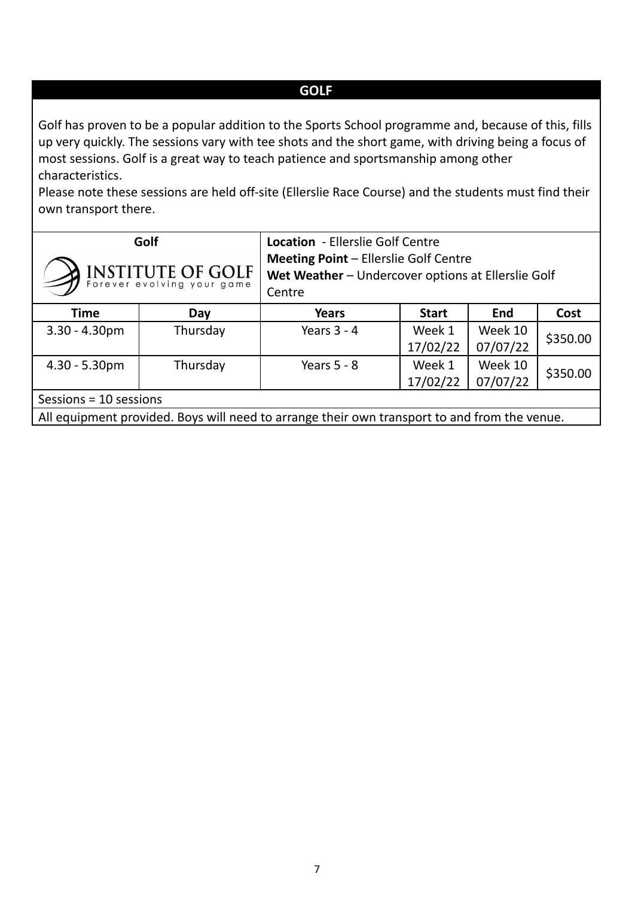## GOLF

Golf has proven to be a popular addition to the Sports School programme and, because of this, fills up very quickly. The sessions vary with tee shots and the short game, with driving being a focus of most sessions. Golf is a great way to teach patience and sportsmanship among other characteristics.

Please note these sessions are held off-site (Ellerslie Race Course) and the students must find their own transport there.

| **Golf** INSTITUTE OF GOLF Forever evolving your game | | **Location** - Ellerslie Golf Centre **Meeting Point** – Ellerslie Golf Centre **Wet Weather** – Undercover options at Ellerslie Golf Centre | | | |
|---|---|---|---|---|---|
| **Time** | **Day** | **Years** | **Start** | **End** | **Cost** |
| 3.30 - 4.30pm | Thursday | Years 3 - 4 | Week 1 17/02/22 | Week 10 07/07/22 | $350.00 |
| 4.30 - 5.30pm | Thursday | Years 5 - 8 | Week 1 17/02/22 | Week 10 07/07/22 | $350.00 |
| Sessions = 10 sessions | | | | | |
| All equipment provided. Boys will need to arrange their own transport to and from the venue. | | | | | |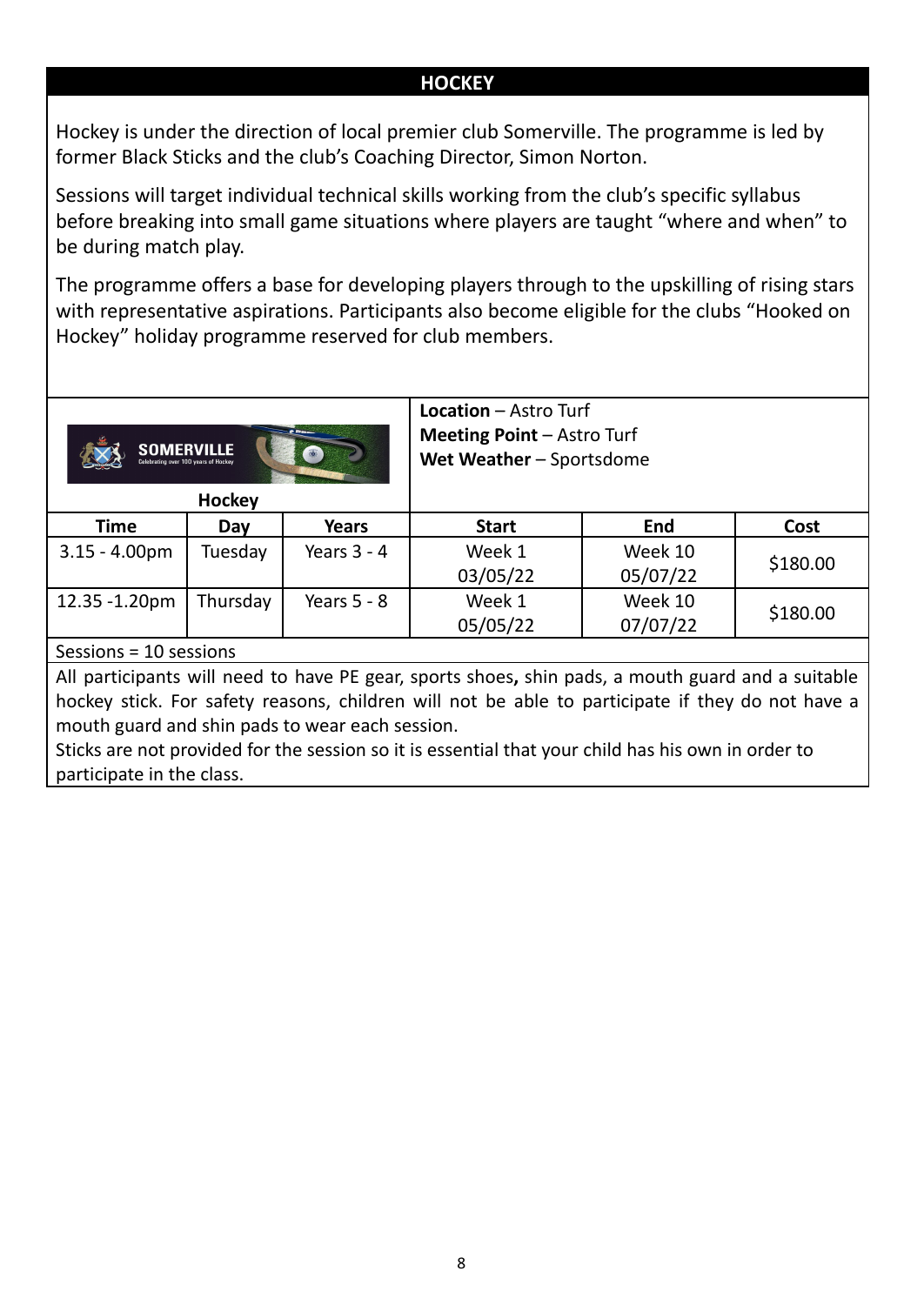# HOCKEY

Hockey is under the direction of local premier club Somerville. The programme is led by former Black Sticks and the club's Coaching Director, Simon Norton.

Sessions will target individual technical skills working from the club's specific syllabus before breaking into small game situations where players are taught "where and when" to be during match play.

The programme offers a base for developing players through to the upskilling of rising stars with representative aspirations. Participants also become eligible for the clubs "Hooked on Hockey" holiday programme reserved for club members.

**Hockey**

**Location** – Astro Turf
**Meeting Point** – Astro Turf
**Wet Weather** – Sportsdome

| Time | Day | Years | Start | End | Cost |
|---|---|---|---|---|---|
| 3.15 - 4.00pm | Tuesday | Years 3 - 4 | Week 1 03/05/22 | Week 10 05/07/22 | $180.00 |
| 12.35 -1.20pm | Thursday | Years 5 - 8 | Week 1 05/05/22 | Week 10 07/07/22 | $180.00 |

Sessions = 10 sessions

All participants will need to have PE gear, sports shoes, shin pads, a mouth guard and a suitable hockey stick. For safety reasons, children will not be able to participate if they do not have a mouth guard and shin pads to wear each session.

Sticks are not provided for the session so it is essential that your child has his own in order to participate in the class.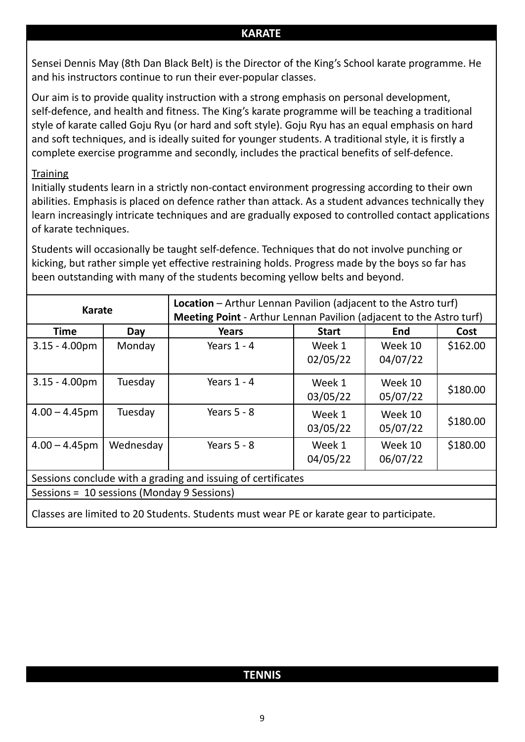## KARATE

Sensei Dennis May (8th Dan Black Belt) is the Director of the King's School karate programme. He and his instructors continue to run their ever-popular classes.

Our aim is to provide quality instruction with a strong emphasis on personal development, self-defence, and health and fitness. The King's karate programme will be teaching a traditional style of karate called Goju Ryu (or hard and soft style). Goju Ryu has an equal emphasis on hard and soft techniques, and is ideally suited for younger students. A traditional style, it is firstly a complete exercise programme and secondly, includes the practical benefits of self-defence.

Training

Initially students learn in a strictly non-contact environment progressing according to their own abilities. Emphasis is placed on defence rather than attack. As a student advances technically they learn increasingly intricate techniques and are gradually exposed to controlled contact applications of karate techniques.

Students will occasionally be taught self-defence. Techniques that do not involve punching or kicking, but rather simple yet effective restraining holds. Progress made by the boys so far has been outstanding with many of the students becoming yellow belts and beyond.

| Karate | | **Location** – Arthur Lennan Pavilion (adjacent to the Astro turf) **Meeting Point** - Arthur Lennan Pavilion (adjacent to the Astro turf) | | | |
|---|---|---|---|---|---|
| **Time** | **Day** | **Years** | **Start** | **End** | **Cost** |
| 3.15 - 4.00pm | Monday | Years 1 - 4 | Week 1 02/05/22 | Week 10 04/07/22 | $162.00 |
| 3.15 - 4.00pm | Tuesday | Years 1 - 4 | Week 1 03/05/22 | Week 10 05/07/22 | $180.00 |
| 4.00 – 4.45pm | Tuesday | Years 5 - 8 | Week 1 03/05/22 | Week 10 05/07/22 | $180.00 |
| 4.00 – 4.45pm | Wednesday | Years 5 - 8 | Week 1 04/05/22 | Week 10 06/07/22 | $180.00 |
| Sessions conclude with a grading and issuing of certificates | | | | | |
| Sessions = 10 sessions (Monday 9 Sessions) | | | | | |
| Classes are limited to 20 Students. Students must wear PE or karate gear to participate. | | | | | |

## TENNIS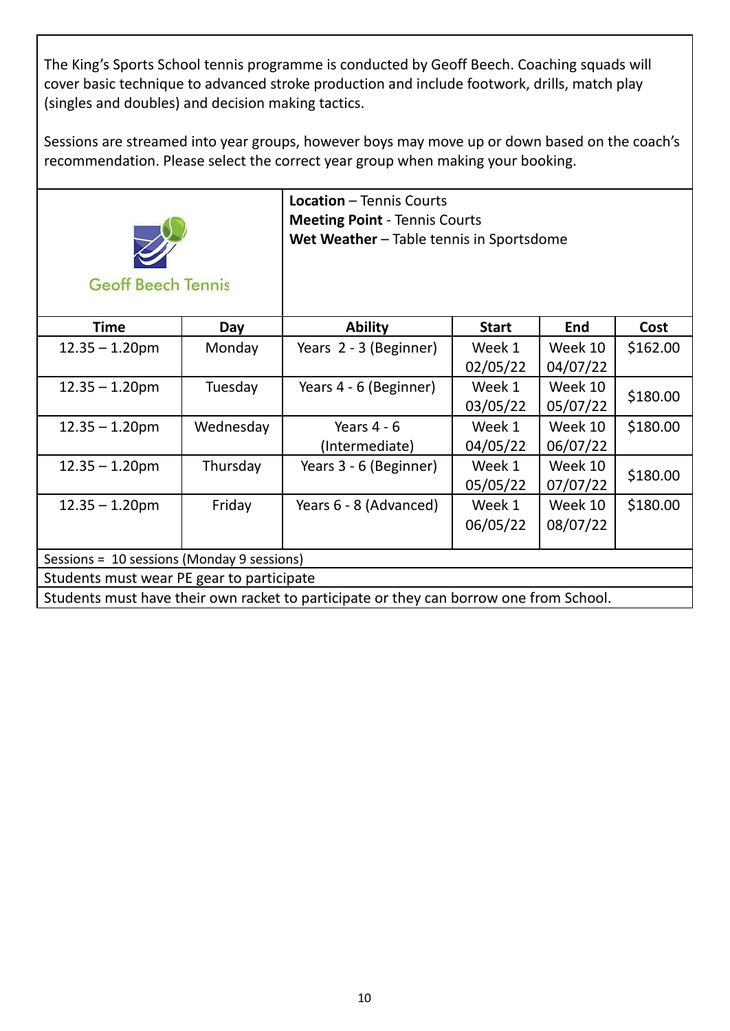The King's Sports School tennis programme is conducted by Geoff Beech. Coaching squads will cover basic technique to advanced stroke production and include footwork, drills, match play (singles and doubles) and decision making tactics.

Sessions are streamed into year groups, however boys may move up or down based on the coach's recommendation. Please select the correct year group when making your booking.

Geoff Beech Tennis

**Location** – Tennis Courts
**Meeting Point** - Tennis Courts
**Wet Weather** – Table tennis in Sportsdome

| Time | Day | Ability | Start | End | Cost |
|---|---|---|---|---|---|
| 12.35 – 1.20pm | Monday | Years 2 - 3 (Beginner) | Week 1 02/05/22 | Week 10 04/07/22 | $162.00 |
| 12.35 – 1.20pm | Tuesday | Years 4 - 6 (Beginner) | Week 1 03/05/22 | Week 10 05/07/22 | $180.00 |
| 12.35 – 1.20pm | Wednesday | Years 4 - 6 (Intermediate) | Week 1 04/05/22 | Week 10 06/07/22 | $180.00 |
| 12.35 – 1.20pm | Thursday | Years 3 - 6 (Beginner) | Week 1 05/05/22 | Week 10 07/07/22 | $180.00 |
| 12.35 – 1.20pm | Friday | Years 6 - 8 (Advanced) | Week 1 06/05/22 | Week 10 08/07/22 | $180.00 |

Sessions = 10 sessions (Monday 9 sessions)

Students must wear PE gear to participate

Students must have their own racket to participate or they can borrow one from School.